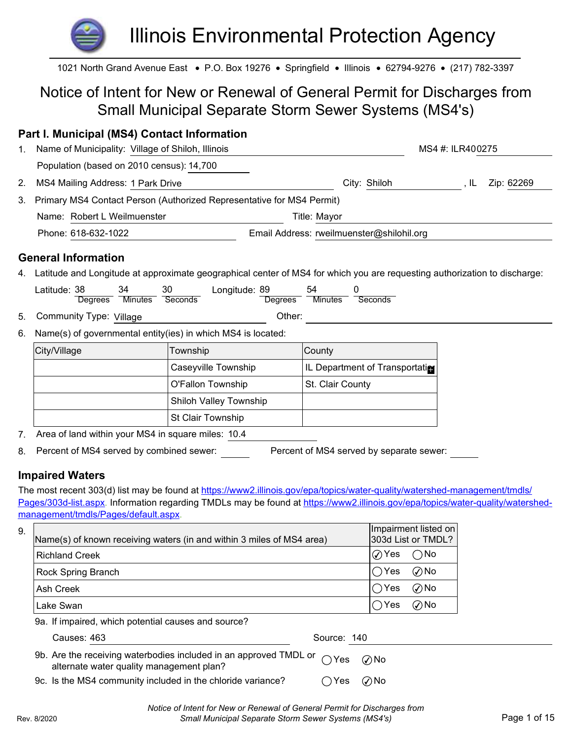# Illinois Environmental Protection Agency

1021 North Grand Avenue East • P.O. Box 19276 • Springfield • Illinois • 62794-9276 • (217) 782-3397

## Notice of Intent for New or Renewal of General Permit for Discharges from Small Municipal Separate Storm Sewer Systems (MS4's)

### Part I. Municipal (MS4) Contact Information

1. Name of Municipality: Village of Shiloh, Illinois MS4 #: ILR400275

   Population (based on 2010 census): 14,700

2. MS4 Mailing Address: 1 Park Drive City: Shiloh , IL Zip: 62269

3. Primary MS4 Contact Person (Authorized Representative for MS4 Permit)

   Name: Robert L Weilmuenster Title: Mayor

   Phone: 618-632-1022 Email Address: rweilmuenster@shilohil.org

### General Information

4. Latitude and Longitude at approximate geographical center of MS4 for which you are requesting authorization to discharge:

   Latitude: 38 Degrees 34 Minutes 30 Seconds Longitude: 89 Degrees 54 Minutes 0 Seconds

5. Community Type: Village Other:

6. Name(s) of governmental entity(ies) in which MS4 is located:

| City/Village | Township | County |
|---|---|---|
| | Caseyville Township | IL Department of Transportatio |
| | O'Fallon Township | St. Clair County |
| | Shiloh Valley Township | |
| | St Clair Township | |

7. Area of land within your MS4 in square miles: 10.4

8. Percent of MS4 served by combined sewer: \_\_\_\_ Percent of MS4 served by separate sewer: \_\_\_\_

### Impaired Waters

The most recent 303(d) list may be found at https://www2.illinois.gov/epa/topics/water-quality/watershed-management/tmdls/Pages/303d-list.aspx. Information regarding TMDLs may be found at https://www2.illinois.gov/epa/topics/water-quality/watershed-management/tmdls/Pages/default.aspx.

9.

| Name(s) of known receiving waters (in and within 3 miles of MS4 area) | Impairment listed on 303d List or TMDL? |
|---|---|
| Richland Creek | ☑ Yes ◯ No |
| Rock Spring Branch | ◯ Yes ☑ No |
| Ash Creek | ◯ Yes ☑ No |
| Lake Swan | ◯ Yes ☑ No |

9a. If impaired, which potential causes and source?

Causes: 463 Source: 140

9b. Are the receiving waterbodies included in an approved TMDL or alternate water quality management plan? ◯ Yes ☑ No

9c. Is the MS4 community included in the chloride variance? ◯ Yes ☑ No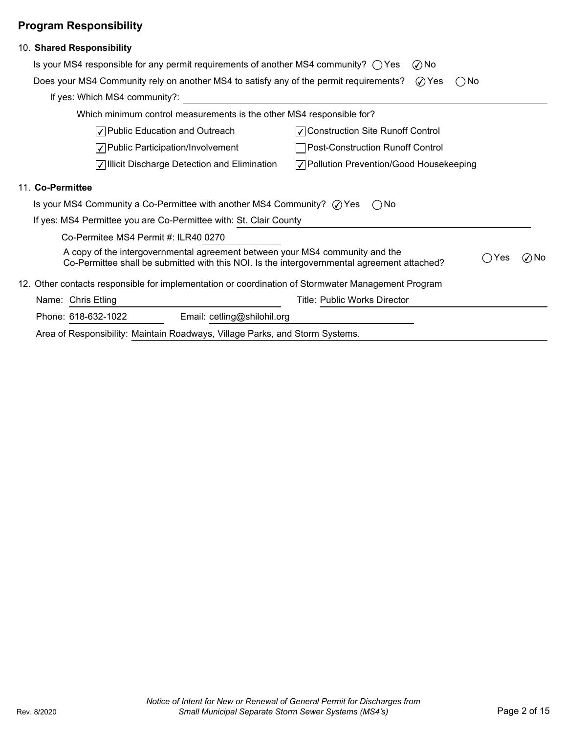## Program Responsibility

10. **Shared Responsibility**

Is your MS4 responsible for any permit requirements of another MS4 community? ○ Yes ◉ No

Does your MS4 Community rely on another MS4 to satisfy any of the permit requirements? ◉ Yes ○ No

If yes: Which MS4 community?: 

Which minimum control measurements is the other MS4 responsible for?

- [x] Public Education and Outreach
- [x] Construction Site Runoff Control
- [x] Public Participation/Involvement
- [ ] Post-Construction Runoff Control
- [x] Illicit Discharge Detection and Elimination
- [x] Pollution Prevention/Good Housekeeping

11. **Co-Permittee**

Is your MS4 Community a Co-Permittee with another MS4 Community? ◉ Yes ○ No

If yes: MS4 Permittee you are Co-Permittee with: St. Clair County

Co-Permitee MS4 Permit #: ILR40 0270

A copy of the intergovernmental agreement between your MS4 community and the Co-Permittee shall be submitted with this NOI. Is the intergovernmental agreement attached? ○ Yes ◉ No

12. Other contacts responsible for implementation or coordination of Stormwater Management Program

Name: Chris Etling

Title: Public Works Director

Phone: 618-632-1022

Email: cetling@shilohil.org

Area of Responsibility: Maintain Roadways, Village Parks, and Storm Systems.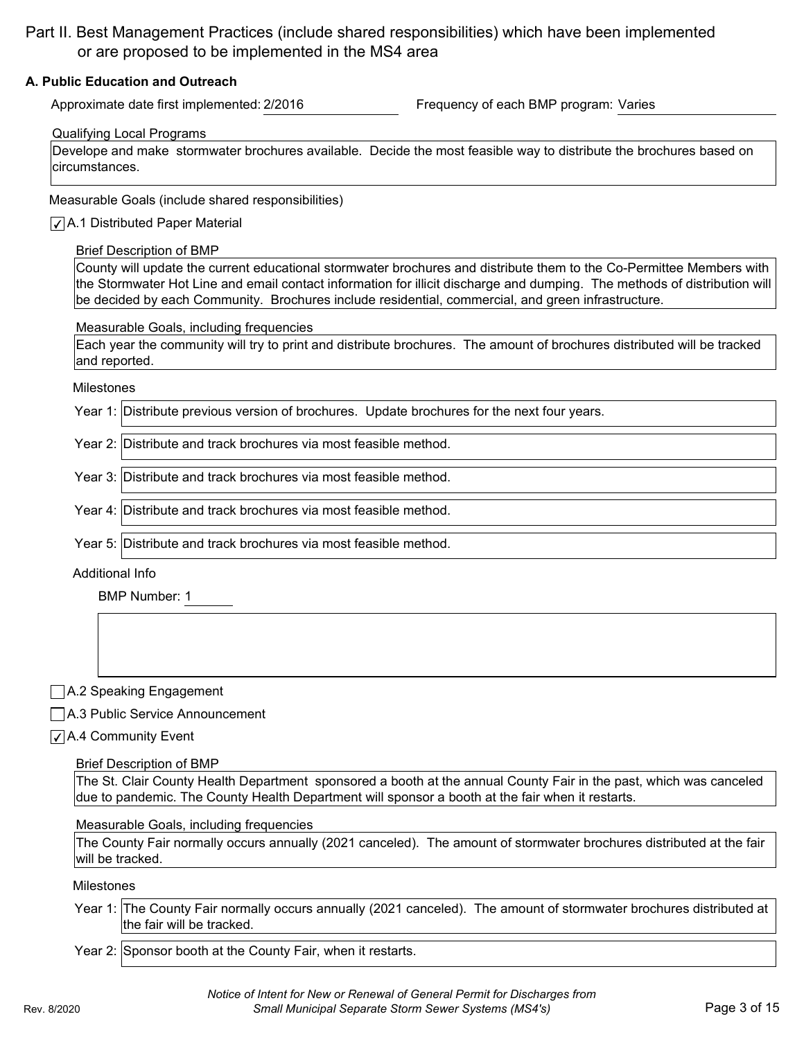# Part II. Best Management Practices (include shared responsibilities) which have been implemented or are proposed to be implemented in the MS4 area

## A. Public Education and Outreach

Approximate date first implemented: 2/2016

Frequency of each BMP program: Varies

Qualifying Local Programs

Develope and make stormwater brochures available. Decide the most feasible way to distribute the brochures based on circumstances.

Measurable Goals (include shared responsibilities)

☑ A.1 Distributed Paper Material

Brief Description of BMP

County will update the current educational stormwater brochures and distribute them to the Co-Permittee Members with the Stormwater Hot Line and email contact information for illicit discharge and dumping. The methods of distribution will be decided by each Community. Brochures include residential, commercial, and green infrastructure.

Measurable Goals, including frequencies

Each year the community will try to print and distribute brochures. The amount of brochures distributed will be tracked and reported.

Milestones

Year 1: Distribute previous version of brochures. Update brochures for the next four years.

Year 2: Distribute and track brochures via most feasible method.

Year 3: Distribute and track brochures via most feasible method.

Year 4: Distribute and track brochures via most feasible method.

Year 5: Distribute and track brochures via most feasible method.

Additional Info

BMP Number: 1

☐ A.2 Speaking Engagement

☐ A.3 Public Service Announcement

☑ A.4 Community Event

Brief Description of BMP

The St. Clair County Health Department sponsored a booth at the annual County Fair in the past, which was canceled due to pandemic. The County Health Department will sponsor a booth at the fair when it restarts.

Measurable Goals, including frequencies

The County Fair normally occurs annually (2021 canceled). The amount of stormwater brochures distributed at the fair will be tracked.

Milestones

Year 1: The County Fair normally occurs annually (2021 canceled). The amount of stormwater brochures distributed at the fair will be tracked.

Year 2: Sponsor booth at the County Fair, when it restarts.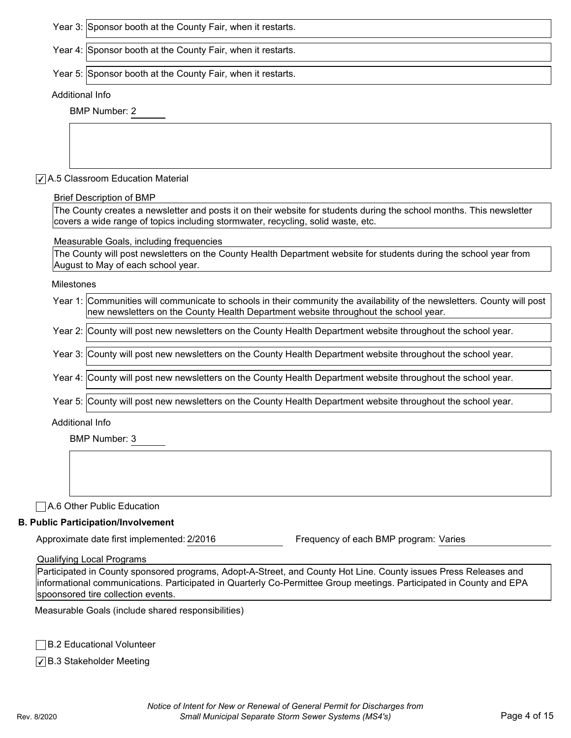Year 3: Sponsor booth at the County Fair, when it restarts.

Year 4: Sponsor booth at the County Fair, when it restarts.

Year 5: Sponsor booth at the County Fair, when it restarts.

Additional Info

BMP Number: 2

☑ A.5 Classroom Education Material

Brief Description of BMP

The County creates a newsletter and posts it on their website for students during the school months. This newsletter covers a wide range of topics including stormwater, recycling, solid waste, etc.

Measurable Goals, including frequencies

The County will post newsletters on the County Health Department website for students during the school year from August to May of each school year.

Milestones

Year 1: Communities will communicate to schools in their community the availability of the newsletters. County will post new newsletters on the County Health Department website throughout the school year.

Year 2: County will post new newsletters on the County Health Department website throughout the school year.

Year 3: County will post new newsletters on the County Health Department website throughout the school year.

Year 4: County will post new newsletters on the County Health Department website throughout the school year.

Year 5: County will post new newsletters on the County Health Department website throughout the school year.

Additional Info

BMP Number: 3

☐ A.6 Other Public Education

**B. Public Participation/Involvement**

Approximate date first implemented: 2/2016 Frequency of each BMP program: Varies

Qualifying Local Programs

Participated in County sponsored programs, Adopt-A-Street, and County Hot Line. County issues Press Releases and informational communications. Participated in Quarterly Co-Permittee Group meetings. Participated in County and EPA spoonsored tire collection events.

Measurable Goals (include shared responsibilities)

☐ B.2 Educational Volunteer

☑ B.3 Stakeholder Meeting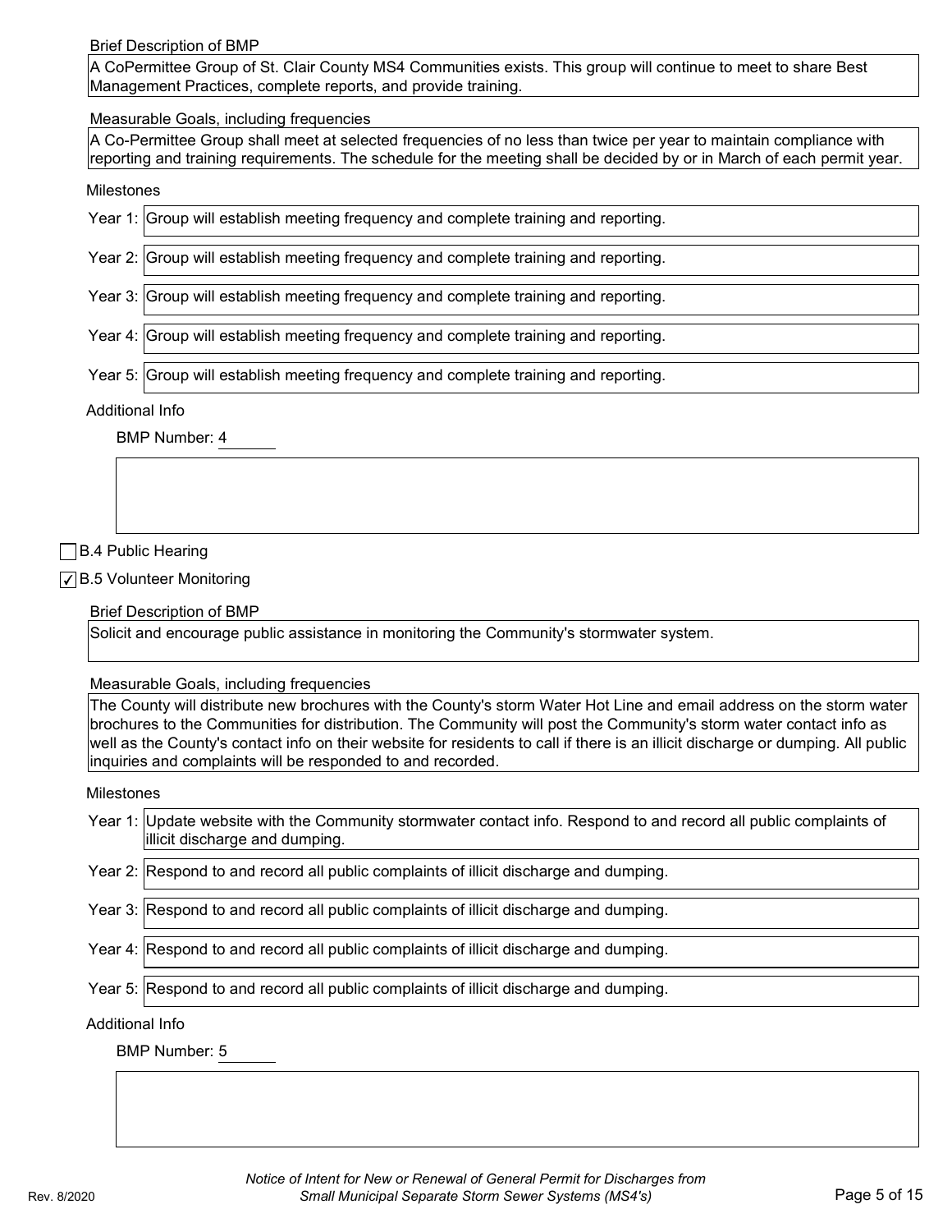Brief Description of BMP

A CoPermittee Group of St. Clair County MS4 Communities exists. This group will continue to meet to share Best Management Practices, complete reports, and provide training.

Measurable Goals, including frequencies

A Co-Permittee Group shall meet at selected frequencies of no less than twice per year to maintain compliance with reporting and training requirements. The schedule for the meeting shall be decided by or in March of each permit year.

Milestones

| | |
|---|---|
| Year 1: | Group will establish meeting frequency and complete training and reporting. |
| Year 2: | Group will establish meeting frequency and complete training and reporting. |
| Year 3: | Group will establish meeting frequency and complete training and reporting. |
| Year 4: | Group will establish meeting frequency and complete training and reporting. |
| Year 5: | Group will establish meeting frequency and complete training and reporting. |

Additional Info

BMP Number: 4

☐ B.4 Public Hearing

☑ B.5 Volunteer Monitoring

Brief Description of BMP

Solicit and encourage public assistance in monitoring the Community's stormwater system.

Measurable Goals, including frequencies

The County will distribute new brochures with the County's storm Water Hot Line and email address on the storm water brochures to the Communities for distribution. The Community will post the Community's storm water contact info as well as the County's contact info on their website for residents to call if there is an illicit discharge or dumping. All public inquiries and complaints will be responded to and recorded.

Milestones

| | |
|---|---|
| Year 1: | Update website with the Community stormwater contact info. Respond to and record all public complaints of illicit discharge and dumping. |
| Year 2: | Respond to and record all public complaints of illicit discharge and dumping. |
| Year 3: | Respond to and record all public complaints of illicit discharge and dumping. |
| Year 4: | Respond to and record all public complaints of illicit discharge and dumping. |
| Year 5: | Respond to and record all public complaints of illicit discharge and dumping. |

Additional Info

BMP Number: 5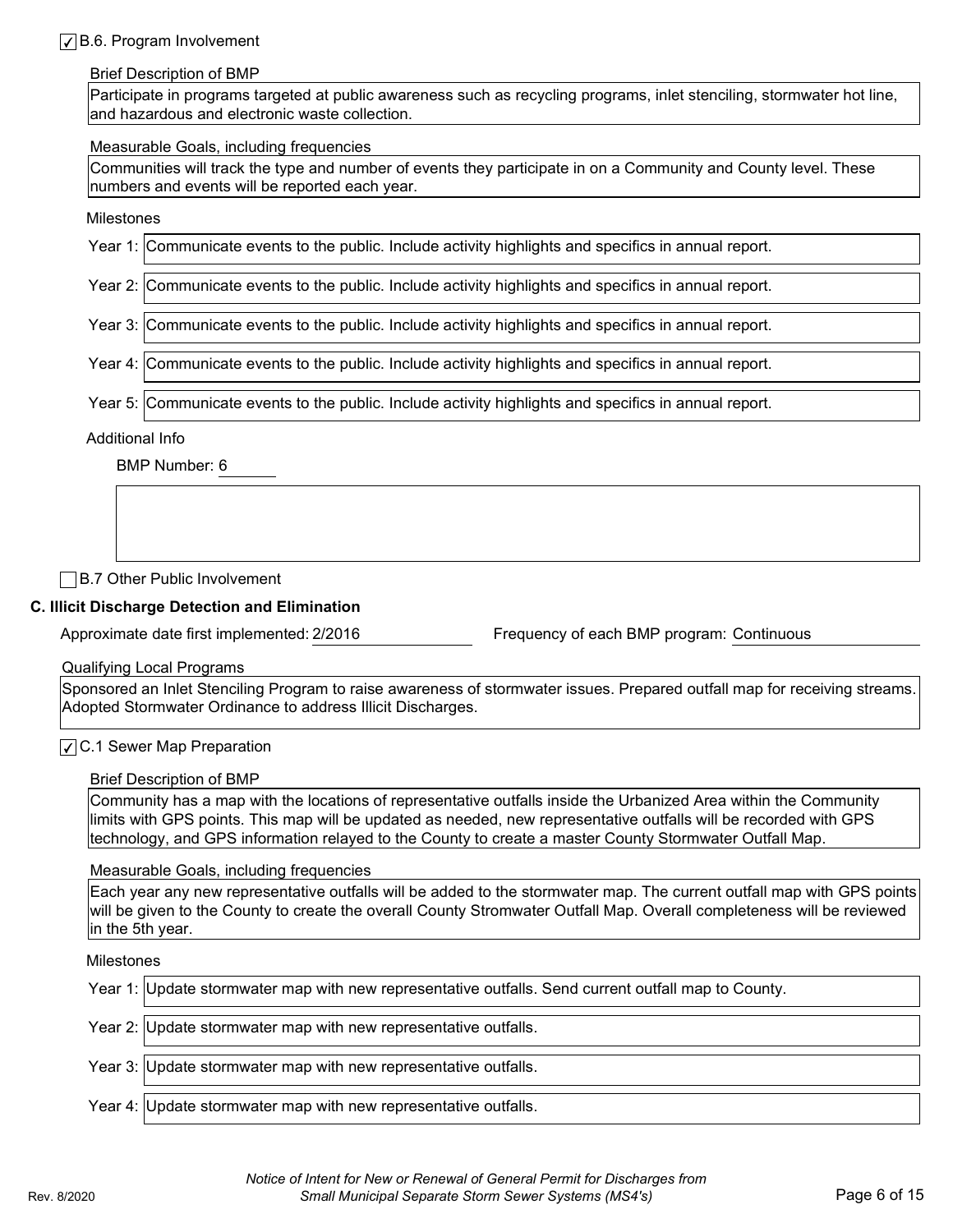☑ B.6. Program Involvement

Brief Description of BMP

Participate in programs targeted at public awareness such as recycling programs, inlet stenciling, stormwater hot line, and hazardous and electronic waste collection.

Measurable Goals, including frequencies

Communities will track the type and number of events they participate in on a Community and County level. These numbers and events will be reported each year.

Milestones

Year 1: Communicate events to the public. Include activity highlights and specifics in annual report.

Year 2: Communicate events to the public. Include activity highlights and specifics in annual report.

Year 3: Communicate events to the public. Include activity highlights and specifics in annual report.

Year 4: Communicate events to the public. Include activity highlights and specifics in annual report.

Year 5: Communicate events to the public. Include activity highlights and specifics in annual report.

Additional Info

BMP Number: 6

☐ B.7 Other Public Involvement

**C. Illicit Discharge Detection and Elimination**

Approximate date first implemented: 2/2016

Frequency of each BMP program: Continuous

Qualifying Local Programs

Sponsored an Inlet Stenciling Program to raise awareness of stormwater issues. Prepared outfall map for receiving streams. Adopted Stormwater Ordinance to address Illicit Discharges.

☑ C.1 Sewer Map Preparation

Brief Description of BMP

Community has a map with the locations of representative outfalls inside the Urbanized Area within the Community limits with GPS points. This map will be updated as needed, new representative outfalls will be recorded with GPS technology, and GPS information relayed to the County to create a master County Stormwater Outfall Map.

Measurable Goals, including frequencies

Each year any new representative outfalls will be added to the stormwater map. The current outfall map with GPS points will be given to the County to create the overall County Stromwater Outfall Map. Overall completeness will be reviewed in the 5th year.

Milestones

Year 1: Update stormwater map with new representative outfalls. Send current outfall map to County.

Year 2: Update stormwater map with new representative outfalls.

Year 3: Update stormwater map with new representative outfalls.

Year 4: Update stormwater map with new representative outfalls.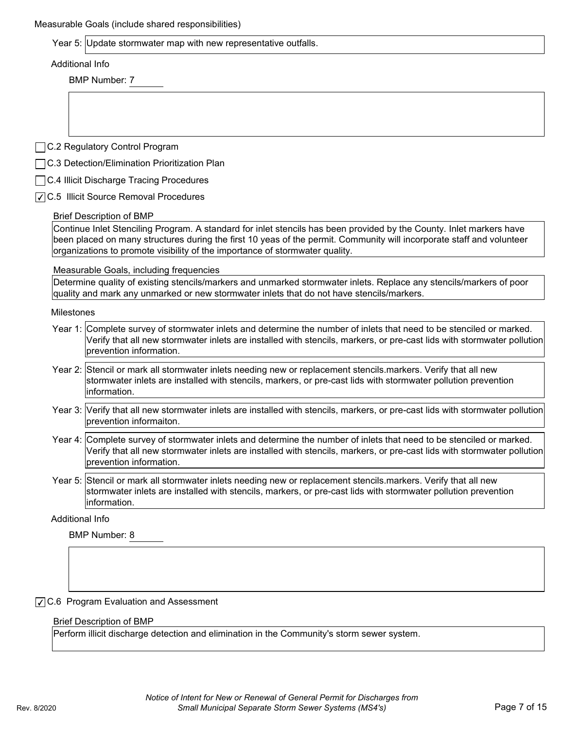Measurable Goals (include shared responsibilities)

Year 5: Update stormwater map with new representative outfalls.

Additional Info

BMP Number: 7

- [ ] C.2 Regulatory Control Program
- [ ] C.3 Detection/Elimination Prioritization Plan
- [ ] C.4 Illicit Discharge Tracing Procedures
- [x] C.5 Illicit Source Removal Procedures

Brief Description of BMP

Continue Inlet Stenciling Program. A standard for inlet stencils has been provided by the County. Inlet markers have been placed on many structures during the first 10 yeas of the permit. Community will incorporate staff and volunteer organizations to promote visibility of the importance of stormwater quality.

Measurable Goals, including frequencies

Determine quality of existing stencils/markers and unmarked stormwater inlets. Replace any stencils/markers of poor quality and mark any unmarked or new stormwater inlets that do not have stencils/markers.

Milestones

Year 1: Complete survey of stormwater inlets and determine the number of inlets that need to be stenciled or marked. Verify that all new stormwater inlets are installed with stencils, markers, or pre-cast lids with stormwater pollution prevention information.

Year 2: Stencil or mark all stormwater inlets needing new or replacement stencils.markers. Verify that all new stormwater inlets are installed with stencils, markers, or pre-cast lids with stormwater pollution prevention information.

Year 3: Verify that all new stormwater inlets are installed with stencils, markers, or pre-cast lids with stormwater pollution prevention informaiton.

Year 4: Complete survey of stormwater inlets and determine the number of inlets that need to be stenciled or marked. Verify that all new stormwater inlets are installed with stencils, markers, or pre-cast lids with stormwater pollution prevention information.

Year 5: Stencil or mark all stormwater inlets needing new or replacement stencils.markers. Verify that all new stormwater inlets are installed with stencils, markers, or pre-cast lids with stormwater pollution prevention information.

Additional Info

BMP Number: 8

- [x] C.6 Program Evaluation and Assessment

Brief Description of BMP

Perform illicit discharge detection and elimination in the Community's storm sewer system.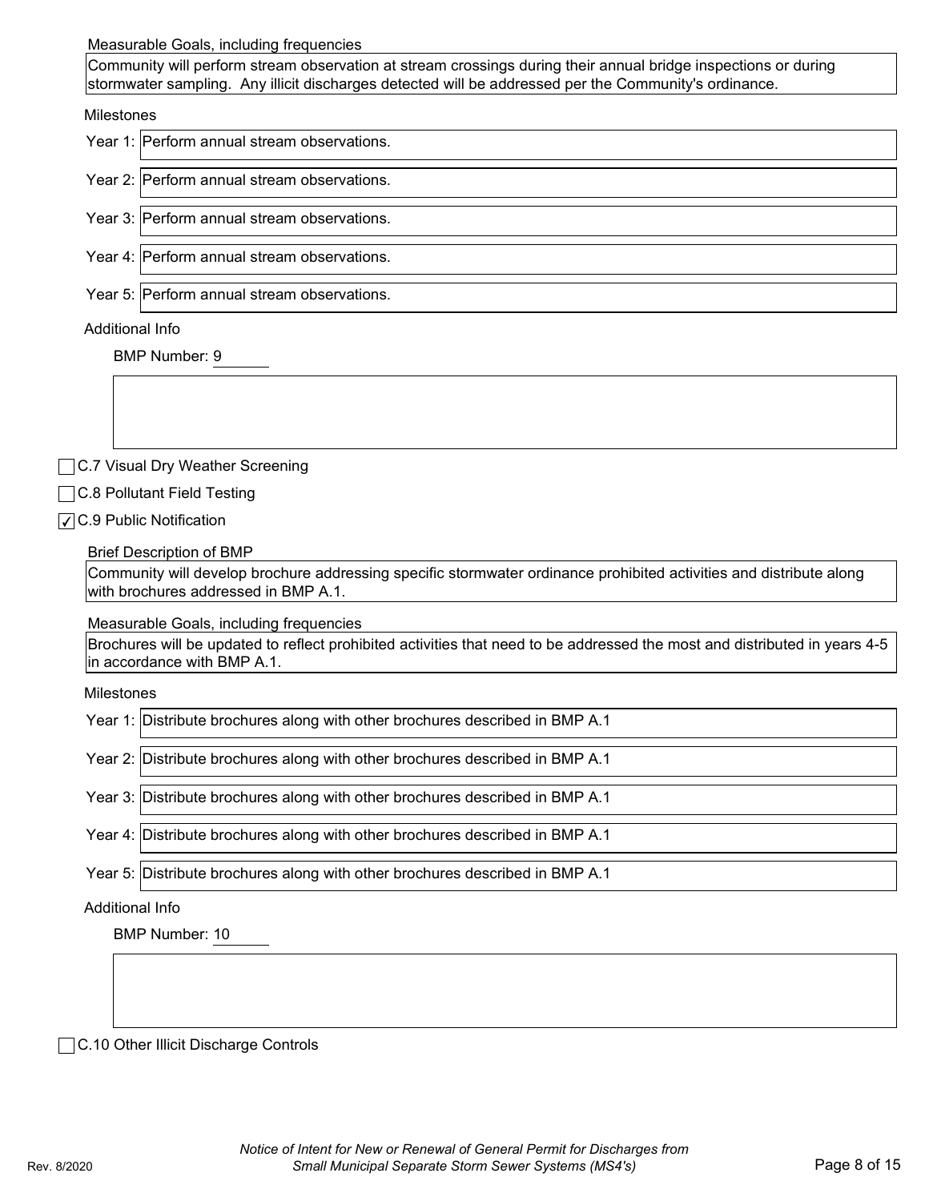Measurable Goals, including frequencies

Community will perform stream observation at stream crossings during their annual bridge inspections or during stormwater sampling. Any illicit discharges detected will be addressed per the Community's ordinance.

Milestones

Year 1: Perform annual stream observations.

Year 2: Perform annual stream observations.

Year 3: Perform annual stream observations.

Year 4: Perform annual stream observations.

Year 5: Perform annual stream observations.

Additional Info

BMP Number: 9

- [ ] C.7 Visual Dry Weather Screening
- [ ] C.8 Pollutant Field Testing
- [x] C.9 Public Notification

Brief Description of BMP

Community will develop brochure addressing specific stormwater ordinance prohibited activities and distribute along with brochures addressed in BMP A.1.

Measurable Goals, including frequencies

Brochures will be updated to reflect prohibited activities that need to be addressed the most and distributed in years 4-5 in accordance with BMP A.1.

Milestones

Year 1: Distribute brochures along with other brochures described in BMP A.1

Year 2: Distribute brochures along with other brochures described in BMP A.1

Year 3: Distribute brochures along with other brochures described in BMP A.1

Year 4: Distribute brochures along with other brochures described in BMP A.1

Year 5: Distribute brochures along with other brochures described in BMP A.1

Additional Info

BMP Number: 10

- [ ] C.10 Other Illicit Discharge Controls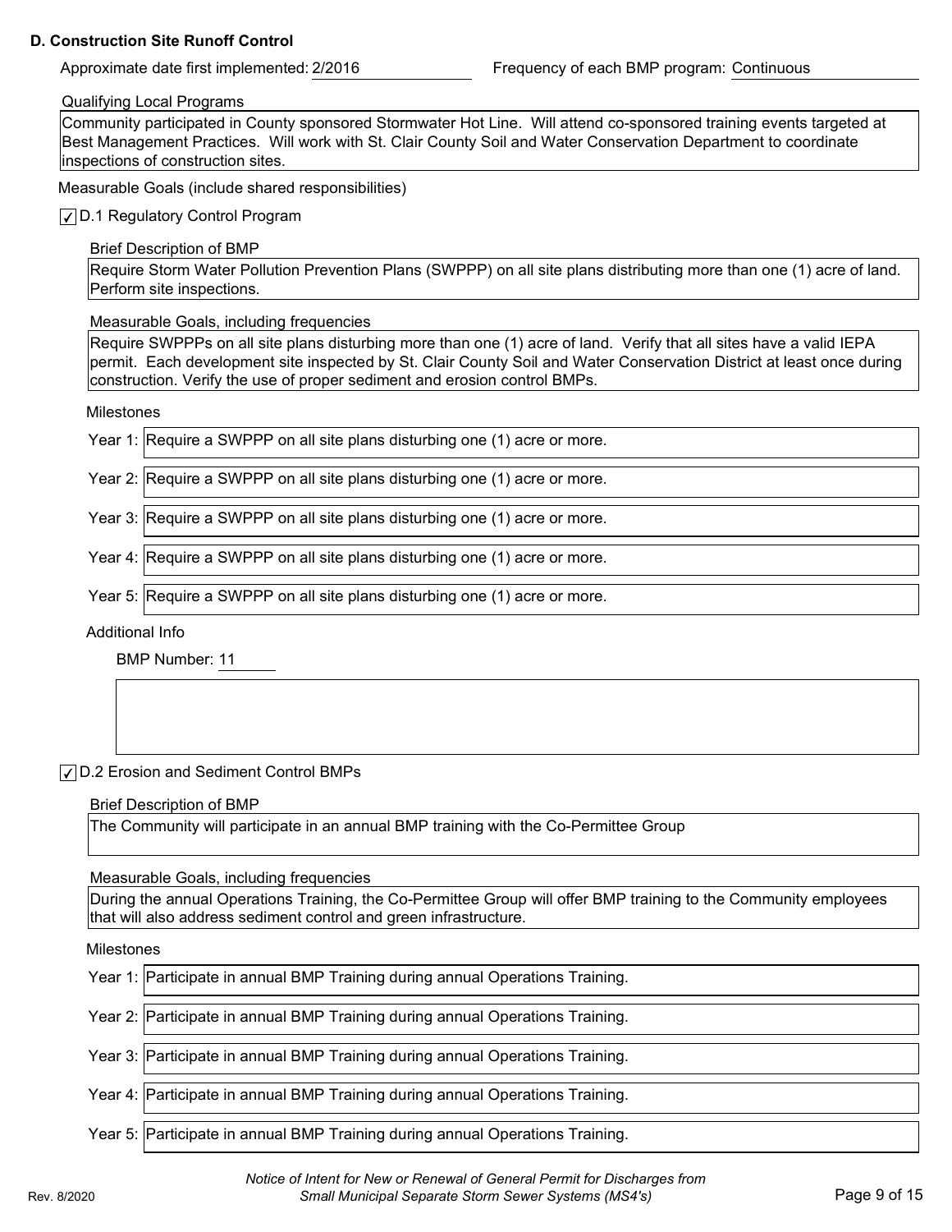### D. Construction Site Runoff Control

Approximate date first implemented: 2/2016

Frequency of each BMP program: Continuous

Qualifying Local Programs

Community participated in County sponsored Stormwater Hot Line. Will attend co-sponsored training events targeted at Best Management Practices. Will work with St. Clair County Soil and Water Conservation Department to coordinate inspections of construction sites.

Measurable Goals (include shared responsibilities)

☑ D.1 Regulatory Control Program

Brief Description of BMP

Require Storm Water Pollution Prevention Plans (SWPPP) on all site plans distributing more than one (1) acre of land. Perform site inspections.

Measurable Goals, including frequencies

Require SWPPPs on all site plans disturbing more than one (1) acre of land. Verify that all sites have a valid IEPA permit. Each development site inspected by St. Clair County Soil and Water Conservation District at least once during construction. Verify the use of proper sediment and erosion control BMPs.

Milestones

Year 1: Require a SWPPP on all site plans disturbing one (1) acre or more.

Year 2: Require a SWPPP on all site plans disturbing one (1) acre or more.

Year 3: Require a SWPPP on all site plans disturbing one (1) acre or more.

Year 4: Require a SWPPP on all site plans disturbing one (1) acre or more.

Year 5: Require a SWPPP on all site plans disturbing one (1) acre or more.

Additional Info

BMP Number: 11

☑ D.2 Erosion and Sediment Control BMPs

Brief Description of BMP

The Community will participate in an annual BMP training with the Co-Permittee Group

Measurable Goals, including frequencies

During the annual Operations Training, the Co-Permittee Group will offer BMP training to the Community employees that will also address sediment control and green infrastructure.

Milestones

Year 1: Participate in annual BMP Training during annual Operations Training.

Year 2: Participate in annual BMP Training during annual Operations Training.

Year 3: Participate in annual BMP Training during annual Operations Training.

Year 4: Participate in annual BMP Training during annual Operations Training.

Year 5: Participate in annual BMP Training during annual Operations Training.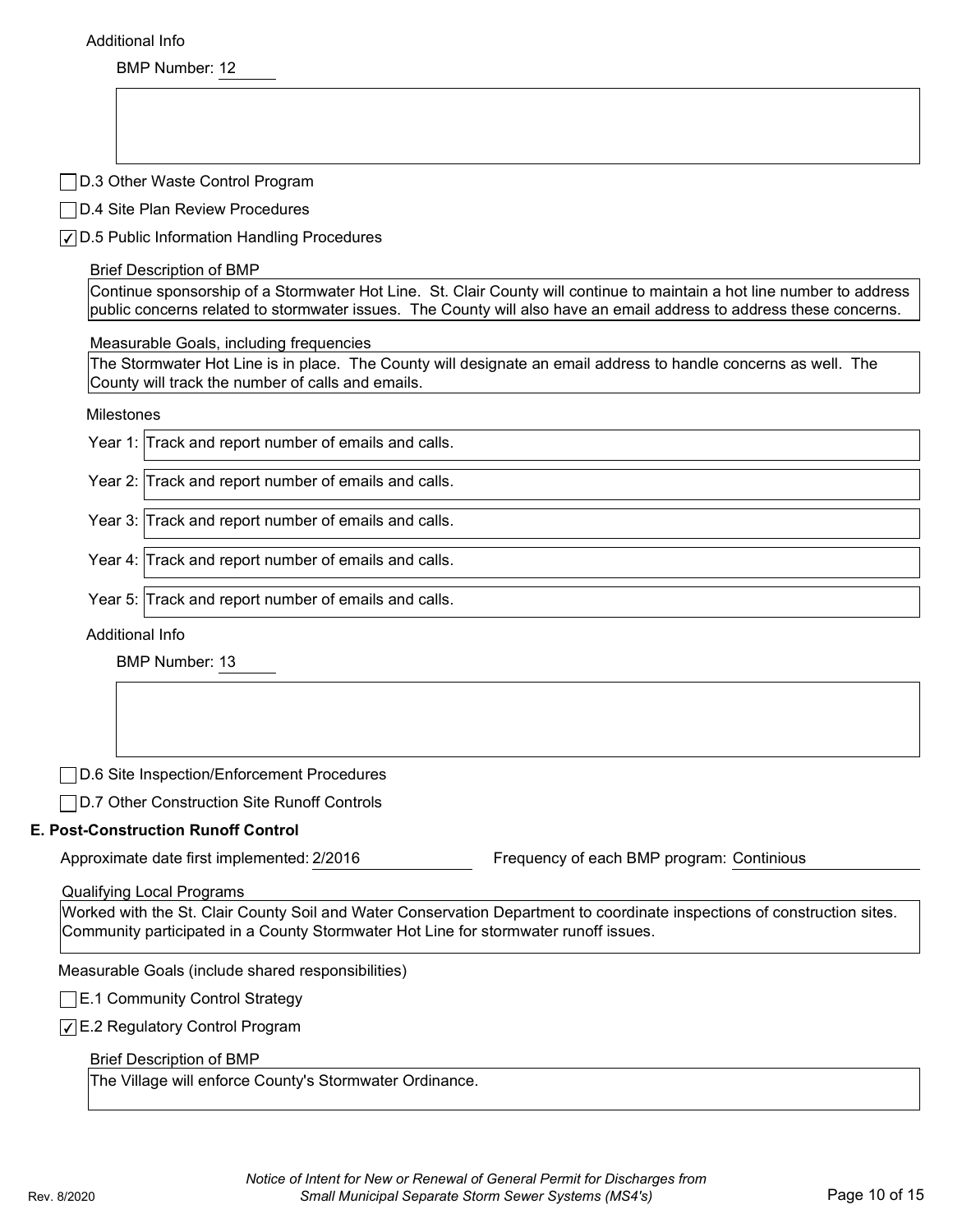Additional Info

BMP Number: 12

- [ ] D.3 Other Waste Control Program
- [ ] D.4 Site Plan Review Procedures
- [x] D.5 Public Information Handling Procedures

Brief Description of BMP

Continue sponsorship of a Stormwater Hot Line. St. Clair County will continue to maintain a hot line number to address public concerns related to stormwater issues. The County will also have an email address to address these concerns.

Measurable Goals, including frequencies

The Stormwater Hot Line is in place. The County will designate an email address to handle concerns as well. The County will track the number of calls and emails.

Milestones

Year 1: Track and report number of emails and calls.

Year 2: Track and report number of emails and calls.

Year 3: Track and report number of emails and calls.

Year 4: Track and report number of emails and calls.

Year 5: Track and report number of emails and calls.

Additional Info

BMP Number: 13

- [ ] D.6 Site Inspection/Enforcement Procedures
- [ ] D.7 Other Construction Site Runoff Controls

## E. Post-Construction Runoff Control

Approximate date first implemented: 2/2016

Frequency of each BMP program: Continious

Qualifying Local Programs

Worked with the St. Clair County Soil and Water Conservation Department to coordinate inspections of construction sites. Community participated in a County Stormwater Hot Line for stormwater runoff issues.

Measurable Goals (include shared responsibilities)

- [ ] E.1 Community Control Strategy
- [x] E.2 Regulatory Control Program

Brief Description of BMP

The Village will enforce County's Stormwater Ordinance.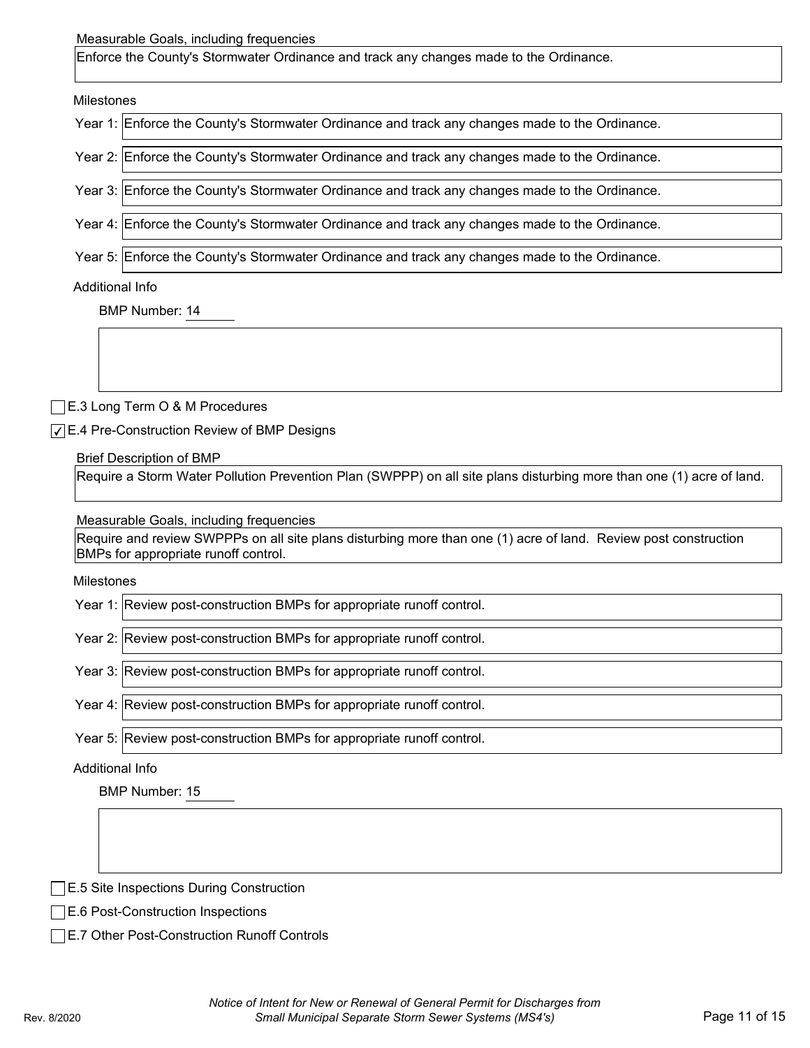Measurable Goals, including frequencies

Enforce the County's Stormwater Ordinance and track any changes made to the Ordinance.

Milestones

Year 1: Enforce the County's Stormwater Ordinance and track any changes made to the Ordinance.

Year 2: Enforce the County's Stormwater Ordinance and track any changes made to the Ordinance.

Year 3: Enforce the County's Stormwater Ordinance and track any changes made to the Ordinance.

Year 4: Enforce the County's Stormwater Ordinance and track any changes made to the Ordinance.

Year 5: Enforce the County's Stormwater Ordinance and track any changes made to the Ordinance.

Additional Info

BMP Number: 14

☐ E.3 Long Term O & M Procedures

☑ E.4 Pre-Construction Review of BMP Designs

Brief Description of BMP

Require a Storm Water Pollution Prevention Plan (SWPPP) on all site plans disturbing more than one (1) acre of land.

Measurable Goals, including frequencies

Require and review SWPPPs on all site plans disturbing more than one (1) acre of land. Review post construction BMPs for appropriate runoff control.

Milestones

Year 1: Review post-construction BMPs for appropriate runoff control.

Year 2: Review post-construction BMPs for appropriate runoff control.

Year 3: Review post-construction BMPs for appropriate runoff control.

Year 4: Review post-construction BMPs for appropriate runoff control.

Year 5: Review post-construction BMPs for appropriate runoff control.

Additional Info

BMP Number: 15

☐ E.5 Site Inspections During Construction

☐ E.6 Post-Construction Inspections

☐ E.7 Other Post-Construction Runoff Controls

Rev. 8/2020

*Notice of Intent for New or Renewal of General Permit for Discharges from Small Municipal Separate Storm Sewer Systems (MS4's)*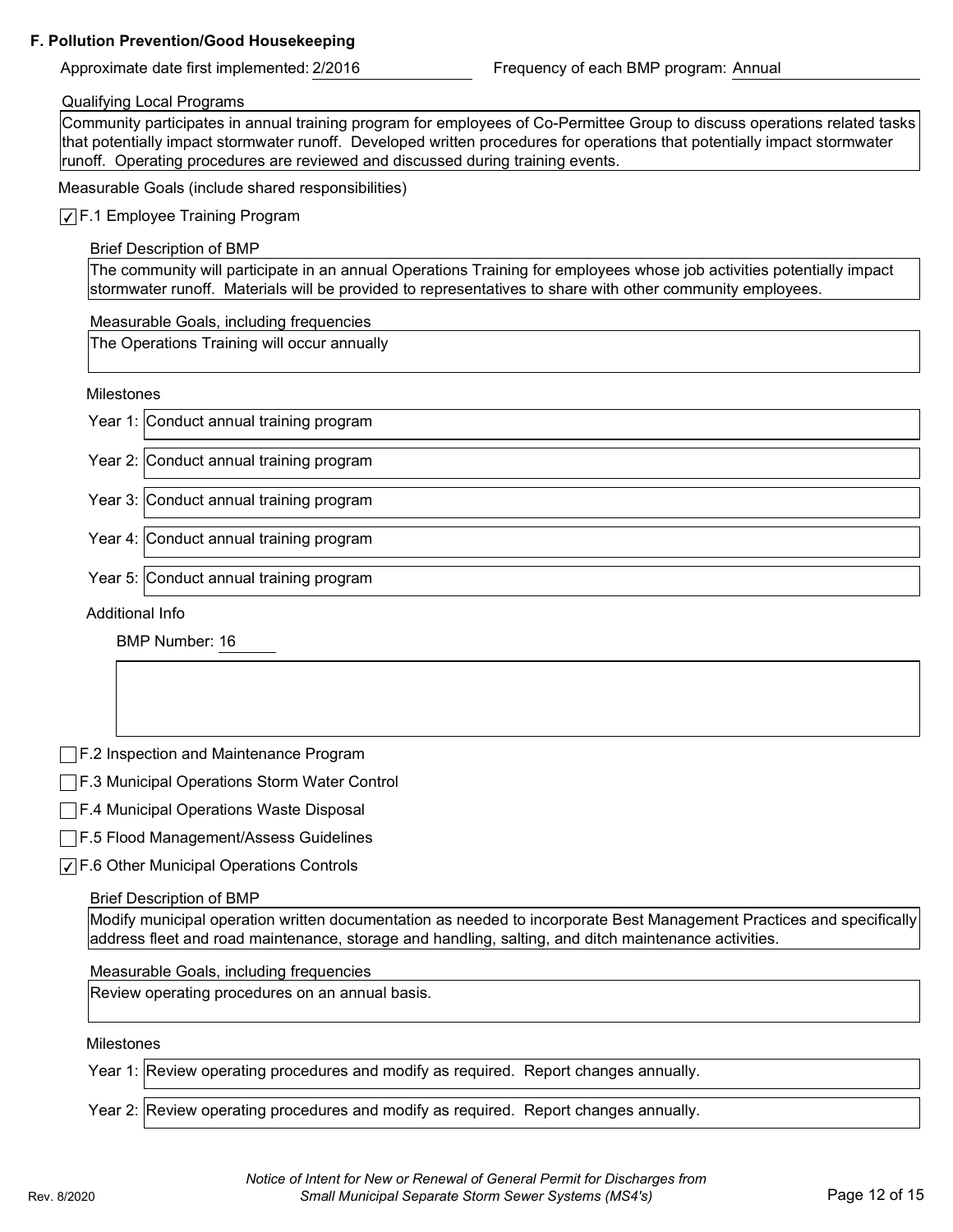**F. Pollution Prevention/Good Housekeeping**

Approximate date first implemented: 2/2016

Frequency of each BMP program: Annual

Qualifying Local Programs

Community participates in annual training program for employees of Co-Permittee Group to discuss operations related tasks that potentially impact stormwater runoff. Developed written procedures for operations that potentially impact stormwater runoff. Operating procedures are reviewed and discussed during training events.

Measurable Goals (include shared responsibilities)

- [x] F.1 Employee Training Program

Brief Description of BMP

The community will participate in an annual Operations Training for employees whose job activities potentially impact stormwater runoff. Materials will be provided to representatives to share with other community employees.

Measurable Goals, including frequencies

The Operations Training will occur annually

Milestones

Year 1: Conduct annual training program

Year 2: Conduct annual training program

Year 3: Conduct annual training program

Year 4: Conduct annual training program

Year 5: Conduct annual training program

Additional Info

BMP Number: 16

- [ ] F.2 Inspection and Maintenance Program
- [ ] F.3 Municipal Operations Storm Water Control
- [ ] F.4 Municipal Operations Waste Disposal
- [ ] F.5 Flood Management/Assess Guidelines
- [x] F.6 Other Municipal Operations Controls

Brief Description of BMP

Modify municipal operation written documentation as needed to incorporate Best Management Practices and specifically address fleet and road maintenance, storage and handling, salting, and ditch maintenance activities.

Measurable Goals, including frequencies

Review operating procedures on an annual basis.

Milestones

Year 1: Review operating procedures and modify as required. Report changes annually.

Year 2: Review operating procedures and modify as required. Report changes annually.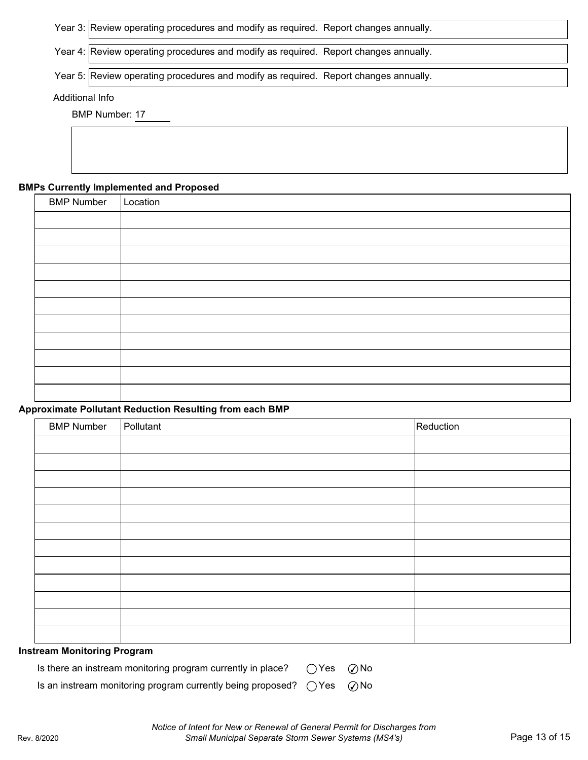Year 3: Review operating procedures and modify as required. Report changes annually.

Year 4: Review operating procedures and modify as required. Report changes annually.

Year 5: Review operating procedures and modify as required. Report changes annually.

Additional Info

BMP Number: 17

**BMPs Currently Implemented and Proposed**

| BMP Number | Location |
|---|---|
| | |
| | |
| | |
| | |
| | |
| | |
| | |
| | |
| | |
| | |
| | |

**Approximate Pollutant Reduction Resulting from each BMP**

| BMP Number | Pollutant | Reduction |
|---|---|---|
| | | |
| | | |
| | | |
| | | |
| | | |
| | | |
| | | |
| | | |
| | | |
| | | |
| | | |
| | | |

**Instream Monitoring Program**

Is there an instream monitoring program currently in place? ◯ Yes ☑ No

Is an instream monitoring program currently being proposed? ◯ Yes ☑ No

*Notice of Intent for New or Renewal of General Permit for Discharges from Small Municipal Separate Storm Sewer Systems (MS4's)*

Rev. 8/2020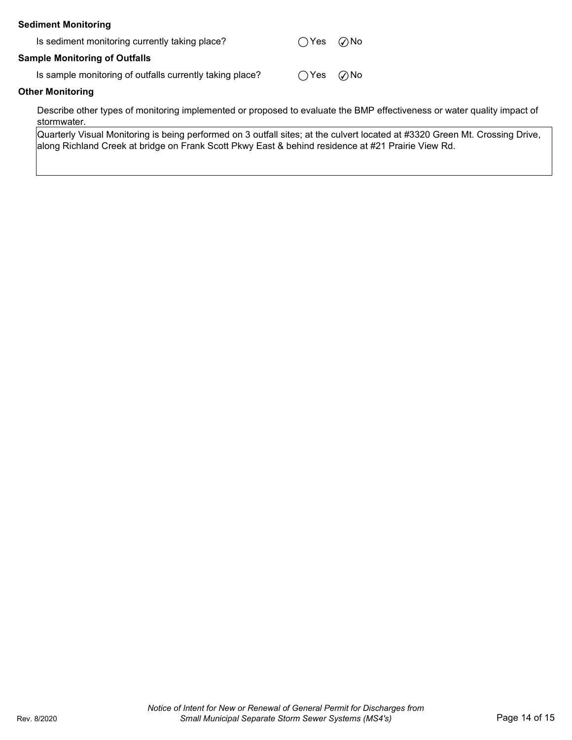**Sediment Monitoring**

Is sediment monitoring currently taking place? ◯ Yes ☑ No

**Sample Monitoring of Outfalls**

Is sample monitoring of outfalls currently taking place? ◯ Yes ☑ No

**Other Monitoring**

Describe other types of monitoring implemented or proposed to evaluate the BMP effectiveness or water quality impact of stormwater.

Quarterly Visual Monitoring is being performed on 3 outfall sites; at the culvert located at #3320 Green Mt. Crossing Drive, along Richland Creek at bridge on Frank Scott Pkwy East & behind residence at #21 Prairie View Rd.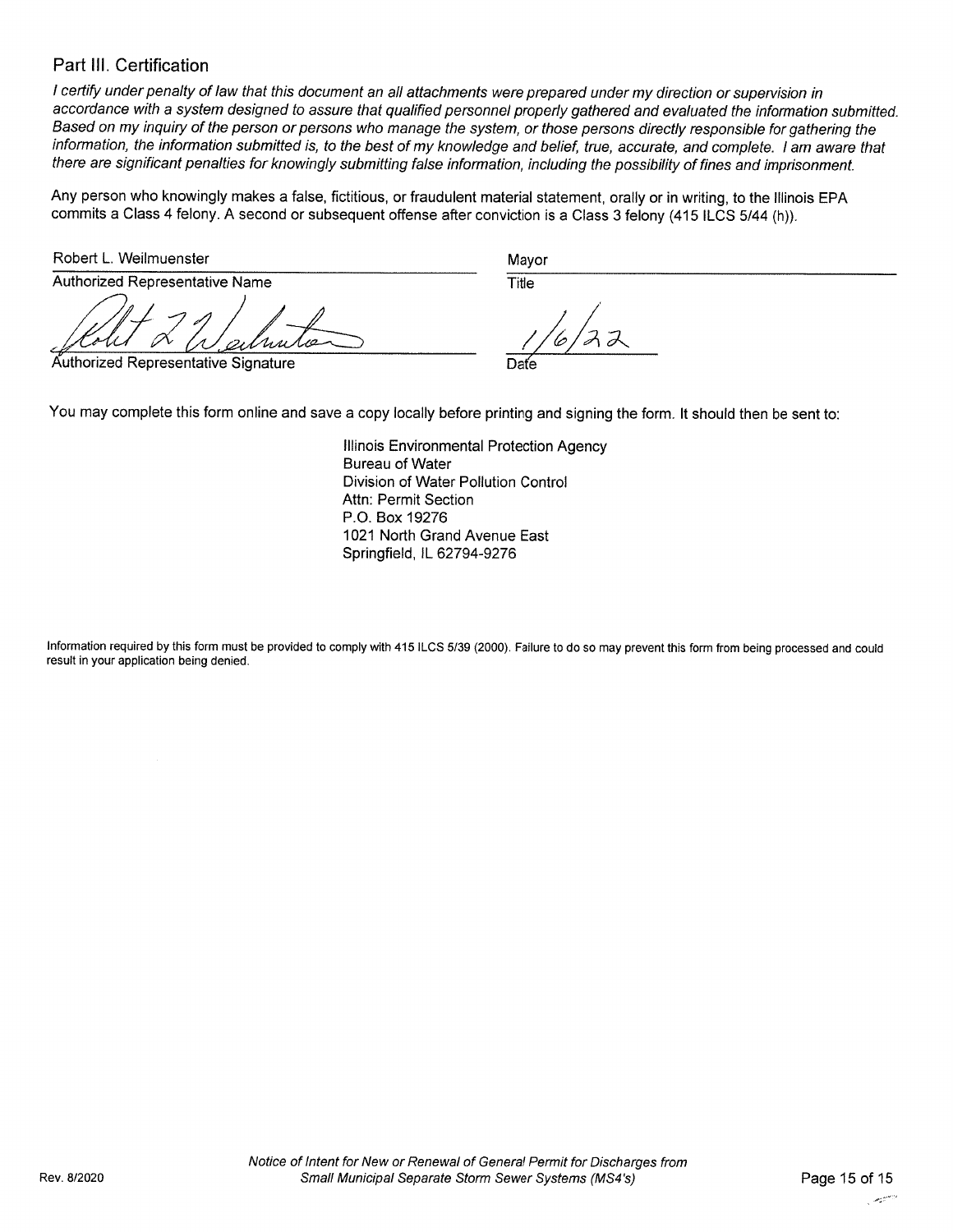## Part III. Certification

*I certify under penalty of law that this document an all attachments were prepared under my direction or supervision in accordance with a system designed to assure that qualified personnel properly gathered and evaluated the information submitted. Based on my inquiry of the person or persons who manage the system, or those persons directly responsible for gathering the information, the information submitted is, to the best of my knowledge and belief, true, accurate, and complete. I am aware that there are significant penalties for knowingly submitting false information, including the possibility of fines and imprisonment.*

Any person who knowingly makes a false, fictitious, or fraudulent material statement, orally or in writing, to the Illinois EPA commits a Class 4 felony. A second or subsequent offense after conviction is a Class 3 felony (415 ILCS 5/44 (h)).

| | |
|---|---|
| Robert L. Weilmuenster | Mayor |
| Authorized Representative Name | Title |
| [signature] | 1/6/22 |
| Authorized Representative Signature | Date |

You may complete this form online and save a copy locally before printing and signing the form. It should then be sent to:

Illinois Environmental Protection Agency
Bureau of Water
Division of Water Pollution Control
Attn: Permit Section
P.O. Box 19276
1021 North Grand Avenue East
Springfield, IL 62794-9276

Information required by this form must be provided to comply with 415 ILCS 5/39 (2000). Failure to do so may prevent this form from being processed and could result in your application being denied.